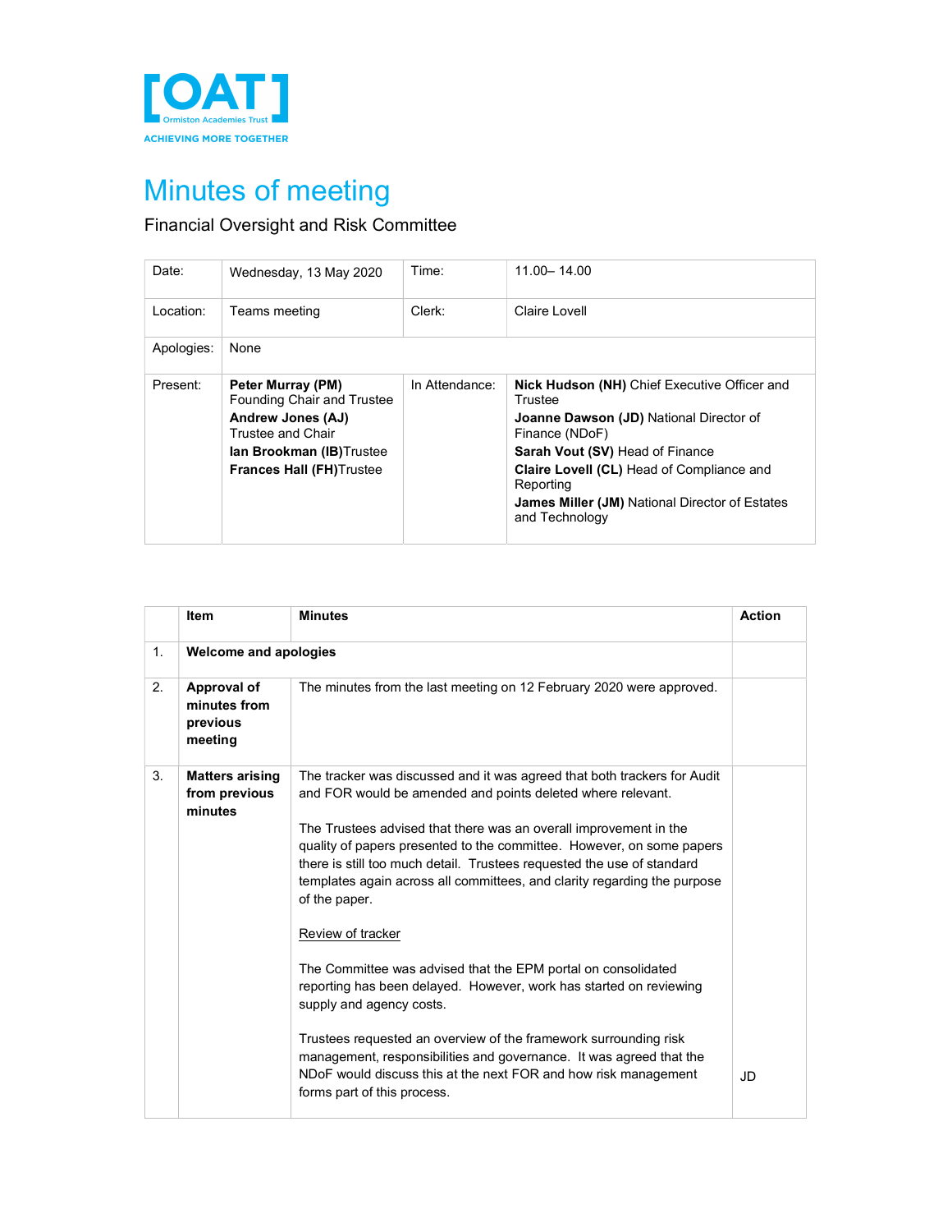[OAT] Ormiston Academies Trust
ACHIEVING MORE TOGETHER

# Minutes of meeting

Financial Oversight and Risk Committee

| Date: | Wednesday, 13 May 2020 | Time: | 11.00– 14.00 |
|---|---|---|---|
| Location: | Teams meeting | Clerk: | Claire Lovell |
| Apologies: | None | | |
| Present: | **Peter Murray (PM)** Founding Chair and Trustee<br>**Andrew Jones (AJ)** Trustee and Chair<br>**Ian Brookman (IB)** Trustee<br>**Frances Hall (FH)** Trustee | In Attendance: | **Nick Hudson (NH)** Chief Executive Officer and Trustee<br>**Joanne Dawson (JD)** National Director of Finance (NDoF)<br>**Sarah Vout (SV)** Head of Finance<br>**Claire Lovell (CL)** Head of Compliance and Reporting<br>**James Miller (JM)** National Director of Estates and Technology |

| | Item | Minutes | Action |
|---|---|---|---|
| 1. | **Welcome and apologies** | | |
| 2. | **Approval of minutes from previous meeting** | The minutes from the last meeting on 12 February 2020 were approved. | |
| 3. | **Matters arising from previous minutes** | The tracker was discussed and it was agreed that both trackers for Audit and FOR would be amended and points deleted where relevant.<br><br>The Trustees advised that there was an overall improvement in the quality of papers presented to the committee. However, on some papers there is still too much detail. Trustees requested the use of standard templates again across all committees, and clarity regarding the purpose of the paper.<br><br>Review of tracker<br><br>The Committee was advised that the EPM portal on consolidated reporting has been delayed. However, work has started on reviewing supply and agency costs.<br><br>Trustees requested an overview of the framework surrounding risk management, responsibilities and governance. It was agreed that the NDoF would discuss this at the next FOR and how risk management forms part of this process. | JD |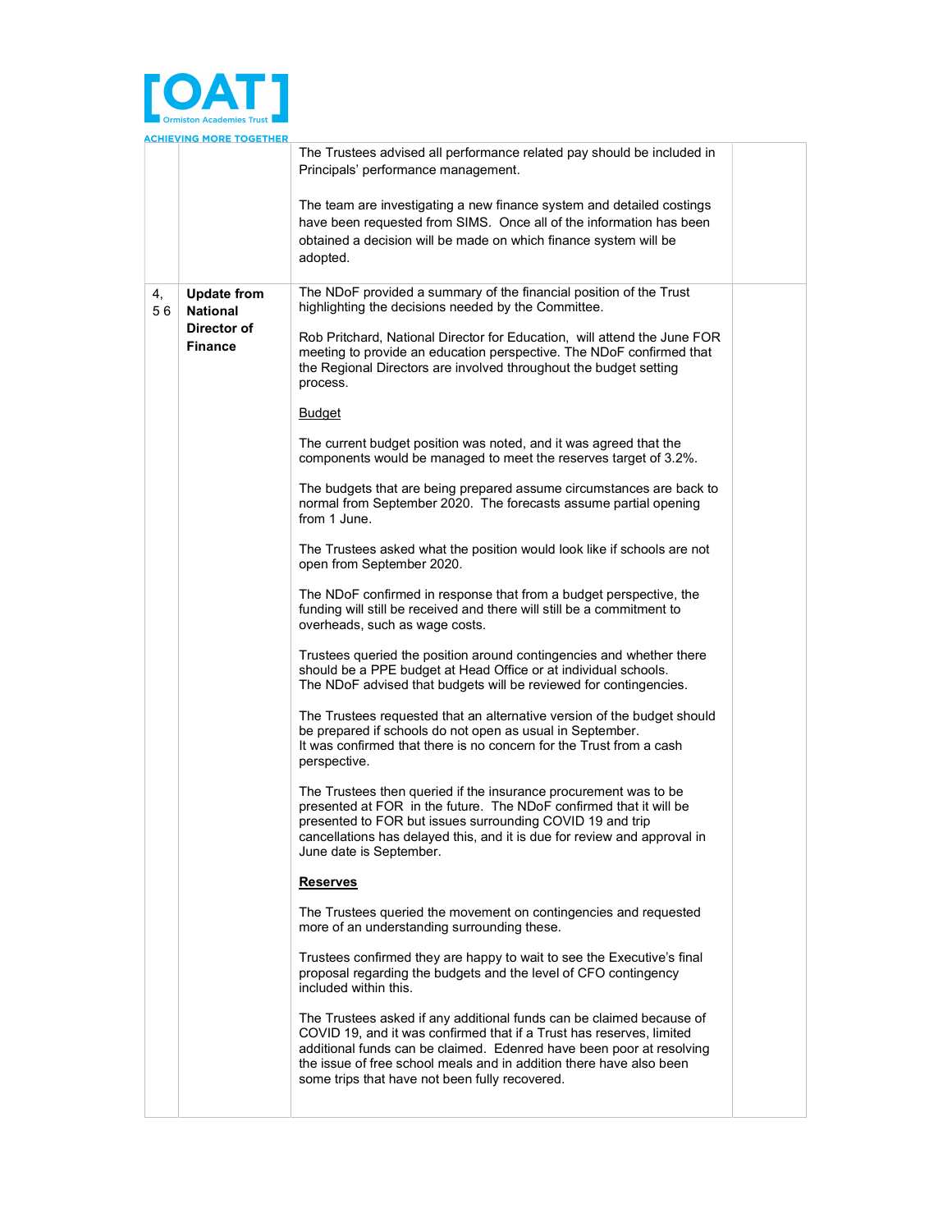| | | | |
|---|---|---|---|
| | | The Trustees advised all performance related pay should be included in Principals' performance management.<br><br>The team are investigating a new finance system and detailed costings have been requested from SIMS. Once all of the information has been obtained a decision will be made on which finance system will be adopted. | |
| 4, 5 6 | **Update from National Director of Finance** | The NDoF provided a summary of the financial position of the Trust highlighting the decisions needed by the Committee.<br><br>Rob Pritchard, National Director for Education, will attend the June FOR meeting to provide an education perspective. The NDoF confirmed that the Regional Directors are involved throughout the budget setting process.<br><br><u>Budget</u><br><br>The current budget position was noted, and it was agreed that the components would be managed to meet the reserves target of 3.2%.<br><br>The budgets that are being prepared assume circumstances are back to normal from September 2020. The forecasts assume partial opening from 1 June.<br><br>The Trustees asked what the position would look like if schools are not open from September 2020.<br><br>The NDoF confirmed in response that from a budget perspective, the funding will still be received and there will still be a commitment to overheads, such as wage costs.<br><br>Trustees queried the position around contingencies and whether there should be a PPE budget at Head Office or at individual schools.<br>The NDoF advised that budgets will be reviewed for contingencies.<br><br>The Trustees requested that an alternative version of the budget should be prepared if schools do not open as usual in September.<br>It was confirmed that there is no concern for the Trust from a cash perspective.<br><br>The Trustees then queried if the insurance procurement was to be presented at FOR in the future. The NDoF confirmed that it will be presented to FOR but issues surrounding COVID 19 and trip cancellations has delayed this, and it is due for review and approval in June date is September.<br><br>**<u>Reserves</u>**<br><br>The Trustees queried the movement on contingencies and requested more of an understanding surrounding these.<br><br>Trustees confirmed they are happy to wait to see the Executive's final proposal regarding the budgets and the level of CFO contingency included within this.<br><br>The Trustees asked if any additional funds can be claimed because of COVID 19, and it was confirmed that if a Trust has reserves, limited additional funds can be claimed. Edenred have been poor at resolving the issue of free school meals and in addition there have also been some trips that have not been fully recovered. | |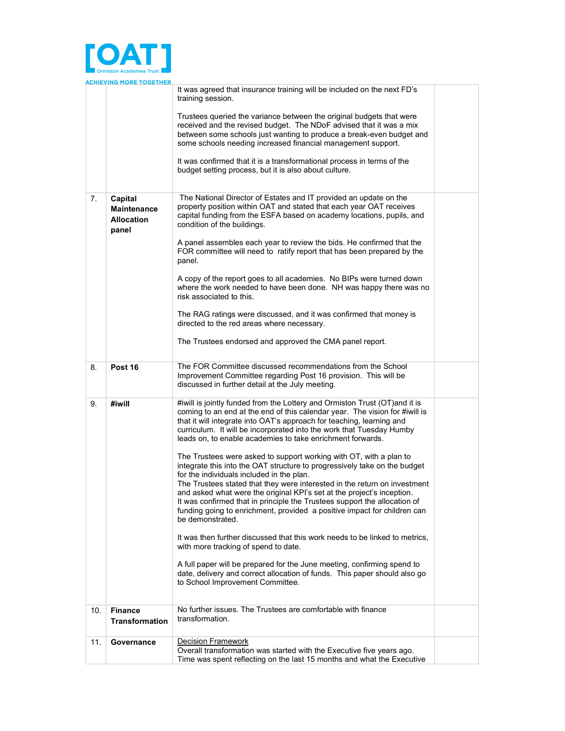| | | | |
|---|---|---|---|
| | | It was agreed that insurance training will be included on the next FD's training session.<br><br>Trustees queried the variance between the original budgets that were received and the revised budget. The NDoF advised that it was a mix between some schools just wanting to produce a break-even budget and some schools needing increased financial management support.<br><br>It was confirmed that it is a transformational process in terms of the budget setting process, but it is also about culture. | |
| 7. | **Capital Maintenance Allocation panel** | The National Director of Estates and IT provided an update on the property position within OAT and stated that each year OAT receives capital funding from the ESFA based on academy locations, pupils, and condition of the buildings.<br><br>A panel assembles each year to review the bids. He confirmed that the FOR committee will need to ratify report that has been prepared by the panel.<br><br>A copy of the report goes to all academies. No BIPs were turned down where the work needed to have been done. NH was happy there was no risk associated to this.<br><br>The RAG ratings were discussed, and it was confirmed that money is directed to the red areas where necessary.<br><br>The Trustees endorsed and approved the CMA panel report. | |
| 8. | **Post 16** | The FOR Committee discussed recommendations from the School Improvement Committee regarding Post 16 provision. This will be discussed in further detail at the July meeting. | |
| 9. | **#iwill** | #iwill is jointly funded from the Lottery and Ormiston Trust (OT)and it is coming to an end at the end of this calendar year. The vision for #iwill is that it will integrate into OAT's approach for teaching, learning and curriculum. It will be incorporated into the work that Tuesday Humby leads on, to enable academies to take enrichment forwards.<br><br>The Trustees were asked to support working with OT, with a plan to integrate this into the OAT structure to progressively take on the budget for the individuals included in the plan.<br>The Trustees stated that they were interested in the return on investment and asked what were the original KPI's set at the project's inception.<br>It was confirmed that in principle the Trustees support the allocation of funding going to enrichment, provided a positive impact for children can be demonstrated.<br><br>It was then further discussed that this work needs to be linked to metrics, with more tracking of spend to date.<br><br>A full paper will be prepared for the June meeting, confirming spend to date, delivery and correct allocation of funds. This paper should also go to School Improvement Committee. | |
| 10. | **Finance Transformation** | No further issues. The Trustees are comfortable with finance transformation. | |
| 11. | **Governance** | Decision Framework<br>Overall transformation was started with the Executive five years ago. Time was spent reflecting on the last 15 months and what the Executive | |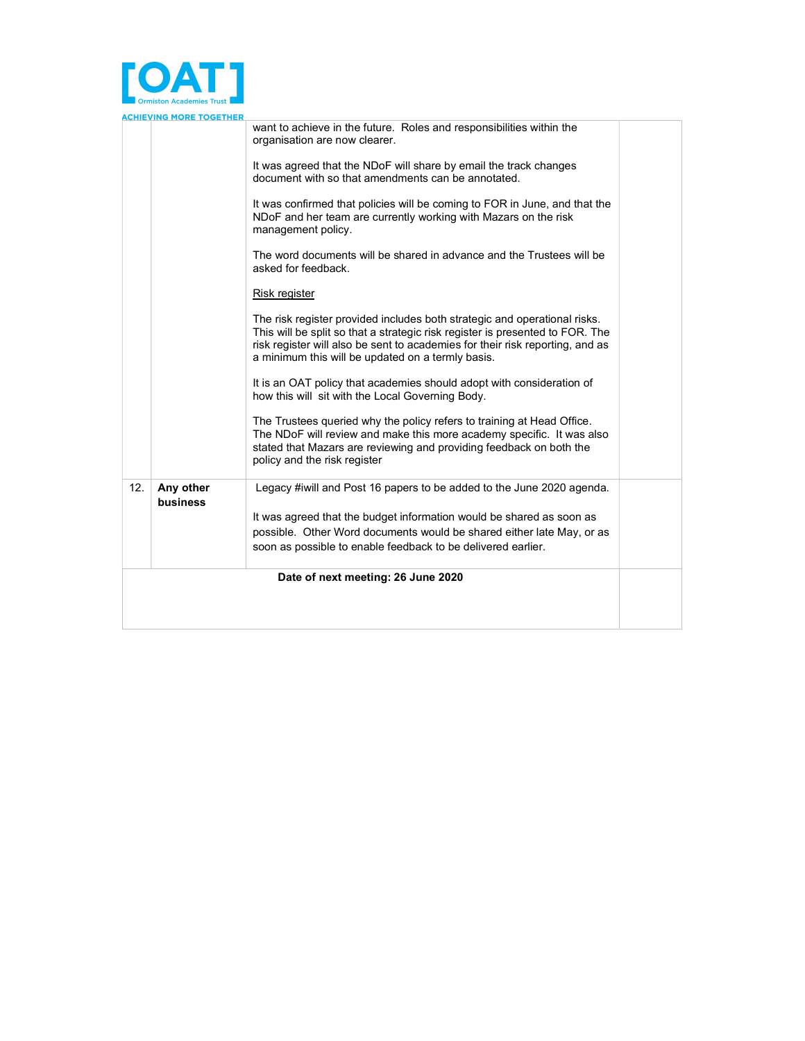| | | | |
|---|---|---|---|
| | | want to achieve in the future. Roles and responsibilities within the organisation are now clearer.<br><br>It was agreed that the NDoF will share by email the track changes document with so that amendments can be annotated.<br><br>It was confirmed that policies will be coming to FOR in June, and that the NDoF and her team are currently working with Mazars on the risk management policy.<br><br>The word documents will be shared in advance and the Trustees will be asked for feedback.<br><br>Risk register<br><br>The risk register provided includes both strategic and operational risks. This will be split so that a strategic risk register is presented to FOR. The risk register will also be sent to academies for their risk reporting, and as a minimum this will be updated on a termly basis.<br><br>It is an OAT policy that academies should adopt with consideration of how this will sit with the Local Governing Body.<br><br>The Trustees queried why the policy refers to training at Head Office. The NDoF will review and make this more academy specific. It was also stated that Mazars are reviewing and providing feedback on both the policy and the risk register | |
| 12. | **Any other business** | Legacy #iwill and Post 16 papers to be added to the June 2020 agenda.<br><br>It was agreed that the budget information would be shared as soon as possible. Other Word documents would be shared either late May, or as soon as possible to enable feedback to be delivered earlier. | |
| **Date of next meeting: 26 June 2020** | | | |